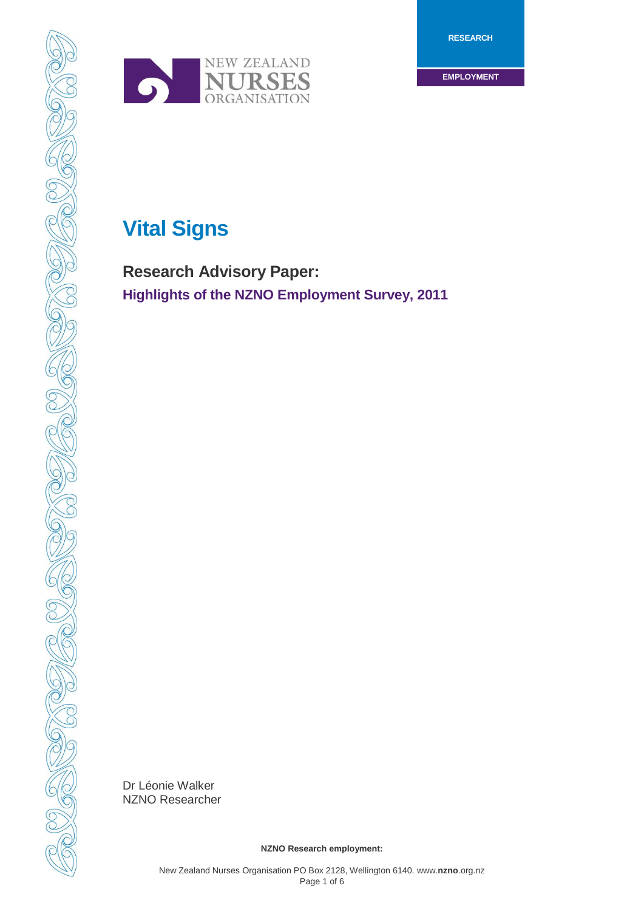RESEARCH

EMPLOYMENT

# Vital Signs

## Research Advisory Paper:

### Highlights of the NZNO Employment Survey, 2011

Dr Léonie Walker
NZNO Researcher

**NZNO Research employment:**

New Zealand Nurses Organisation PO Box 2128, Wellington 6140. www.**nzno**.org.nz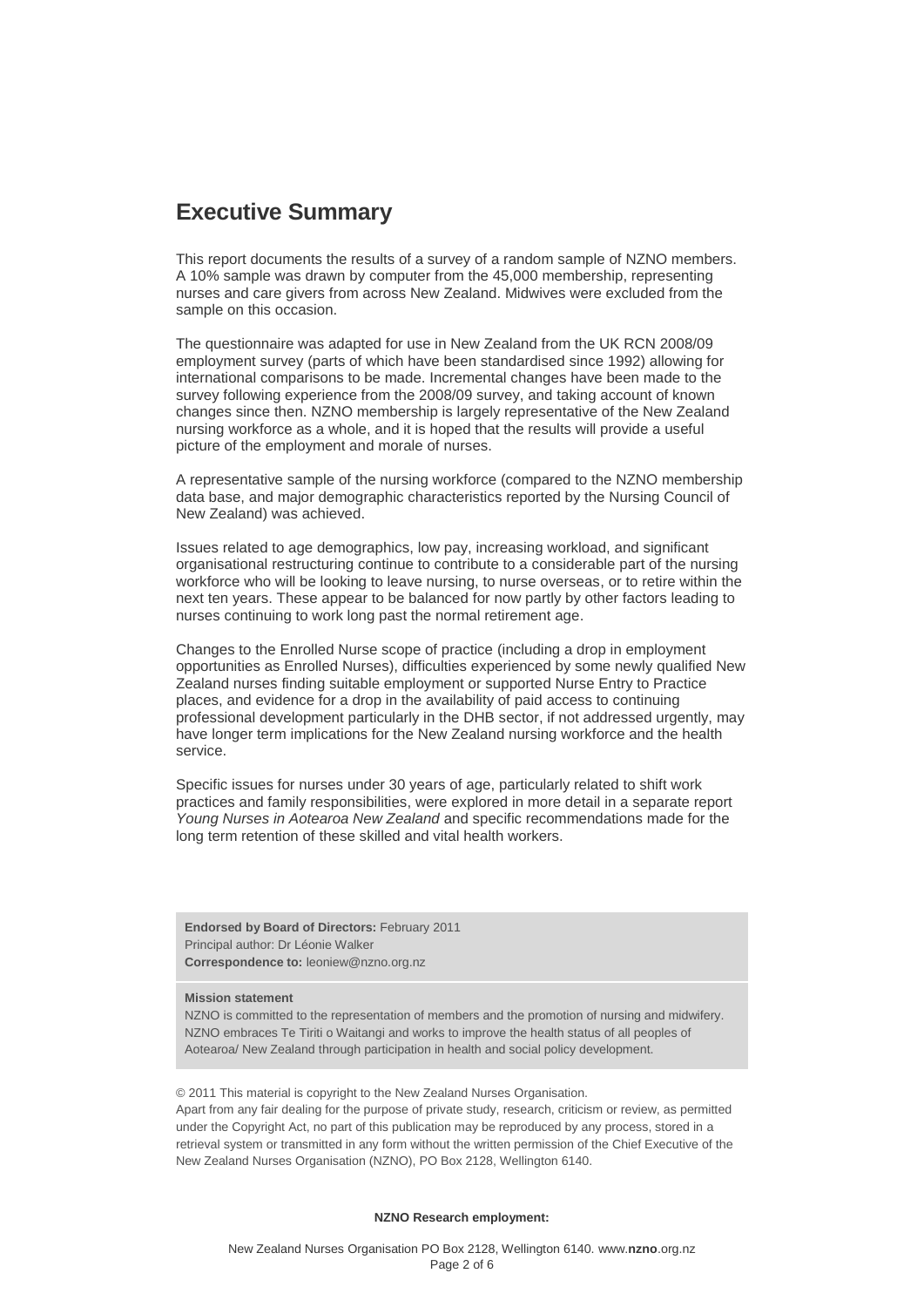## Executive Summary

This report documents the results of a survey of a random sample of NZNO members. A 10% sample was drawn by computer from the 45,000 membership, representing nurses and care givers from across New Zealand. Midwives were excluded from the sample on this occasion.

The questionnaire was adapted for use in New Zealand from the UK RCN 2008/09 employment survey (parts of which have been standardised since 1992) allowing for international comparisons to be made. Incremental changes have been made to the survey following experience from the 2008/09 survey, and taking account of known changes since then. NZNO membership is largely representative of the New Zealand nursing workforce as a whole, and it is hoped that the results will provide a useful picture of the employment and morale of nurses.

A representative sample of the nursing workforce (compared to the NZNO membership data base, and major demographic characteristics reported by the Nursing Council of New Zealand) was achieved.

Issues related to age demographics, low pay, increasing workload, and significant organisational restructuring continue to contribute to a considerable part of the nursing workforce who will be looking to leave nursing, to nurse overseas, or to retire within the next ten years. These appear to be balanced for now partly by other factors leading to nurses continuing to work long past the normal retirement age.

Changes to the Enrolled Nurse scope of practice (including a drop in employment opportunities as Enrolled Nurses), difficulties experienced by some newly qualified New Zealand nurses finding suitable employment or supported Nurse Entry to Practice places, and evidence for a drop in the availability of paid access to continuing professional development particularly in the DHB sector, if not addressed urgently, may have longer term implications for the New Zealand nursing workforce and the health service.

Specific issues for nurses under 30 years of age, particularly related to shift work practices and family responsibilities, were explored in more detail in a separate report *Young Nurses in Aotearoa New Zealand* and specific recommendations made for the long term retention of these skilled and vital health workers.

**Endorsed by Board of Directors:** February 2011
Principal author: Dr Léonie Walker
**Correspondence to:** leoniew@nzno.org.nz

**Mission statement**
NZNO is committed to the representation of members and the promotion of nursing and midwifery. NZNO embraces Te Tiriti o Waitangi and works to improve the health status of all peoples of Aotearoa/ New Zealand through participation in health and social policy development.

© 2011 This material is copyright to the New Zealand Nurses Organisation.
Apart from any fair dealing for the purpose of private study, research, criticism or review, as permitted under the Copyright Act, no part of this publication may be reproduced by any process, stored in a retrieval system or transmitted in any form without the written permission of the Chief Executive of the New Zealand Nurses Organisation (NZNO), PO Box 2128, Wellington 6140.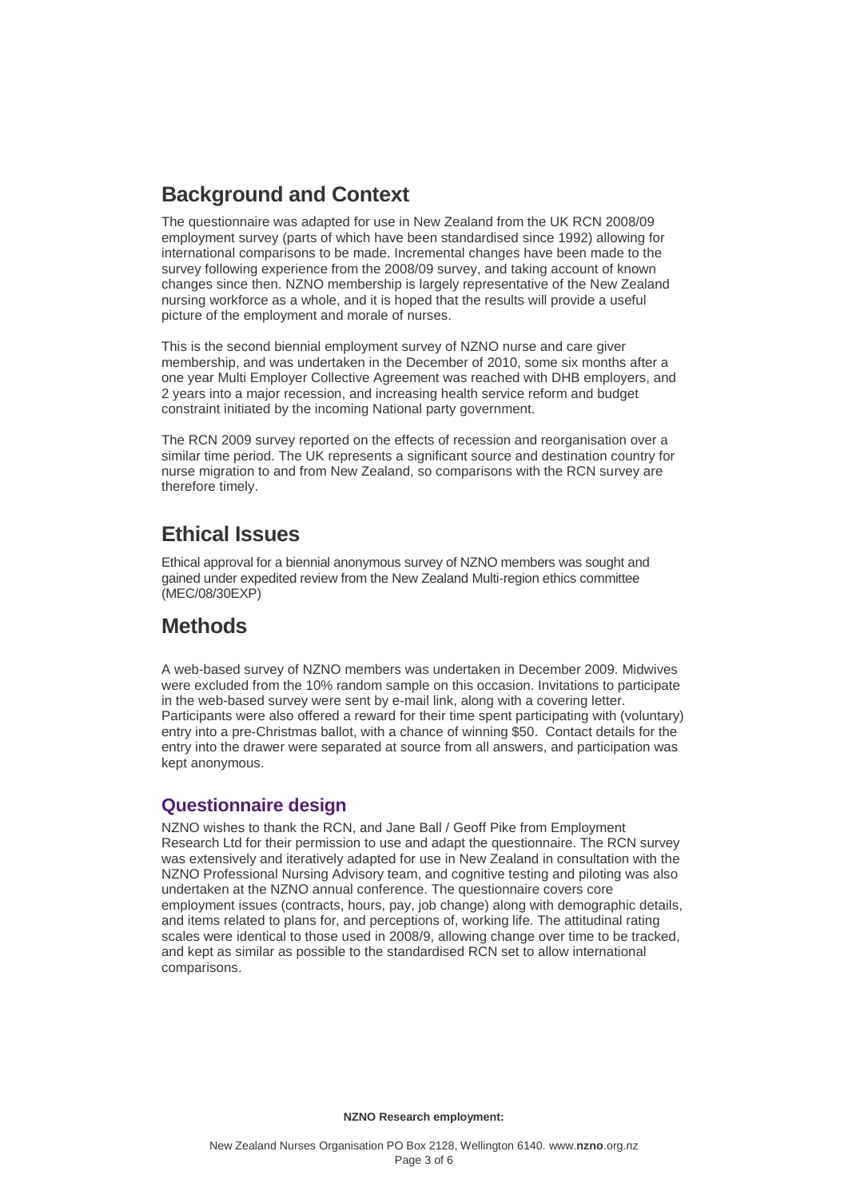## Background and Context

The questionnaire was adapted for use in New Zealand from the UK RCN 2008/09 employment survey (parts of which have been standardised since 1992) allowing for international comparisons to be made. Incremental changes have been made to the survey following experience from the 2008/09 survey, and taking account of known changes since then. NZNO membership is largely representative of the New Zealand nursing workforce as a whole, and it is hoped that the results will provide a useful picture of the employment and morale of nurses.

This is the second biennial employment survey of NZNO nurse and care giver membership, and was undertaken in the December of 2010, some six months after a one year Multi Employer Collective Agreement was reached with DHB employers, and 2 years into a major recession, and increasing health service reform and budget constraint initiated by the incoming National party government.

The RCN 2009 survey reported on the effects of recession and reorganisation over a similar time period. The UK represents a significant source and destination country for nurse migration to and from New Zealand, so comparisons with the RCN survey are therefore timely.

## Ethical Issues

Ethical approval for a biennial anonymous survey of NZNO members was sought and gained under expedited review from the New Zealand Multi-region ethics committee (MEC/08/30EXP)

## Methods

A web-based survey of NZNO members was undertaken in December 2009. Midwives were excluded from the 10% random sample on this occasion. Invitations to participate in the web-based survey were sent by e-mail link, along with a covering letter. Participants were also offered a reward for their time spent participating with (voluntary) entry into a pre-Christmas ballot, with a chance of winning $50. Contact details for the entry into the drawer were separated at source from all answers, and participation was kept anonymous.

### Questionnaire design

NZNO wishes to thank the RCN, and Jane Ball / Geoff Pike from Employment Research Ltd for their permission to use and adapt the questionnaire. The RCN survey was extensively and iteratively adapted for use in New Zealand in consultation with the NZNO Professional Nursing Advisory team, and cognitive testing and piloting was also undertaken at the NZNO annual conference. The questionnaire covers core employment issues (contracts, hours, pay, job change) along with demographic details, and items related to plans for, and perceptions of, working life. The attitudinal rating scales were identical to those used in 2008/9, allowing change over time to be tracked, and kept as similar as possible to the standardised RCN set to allow international comparisons.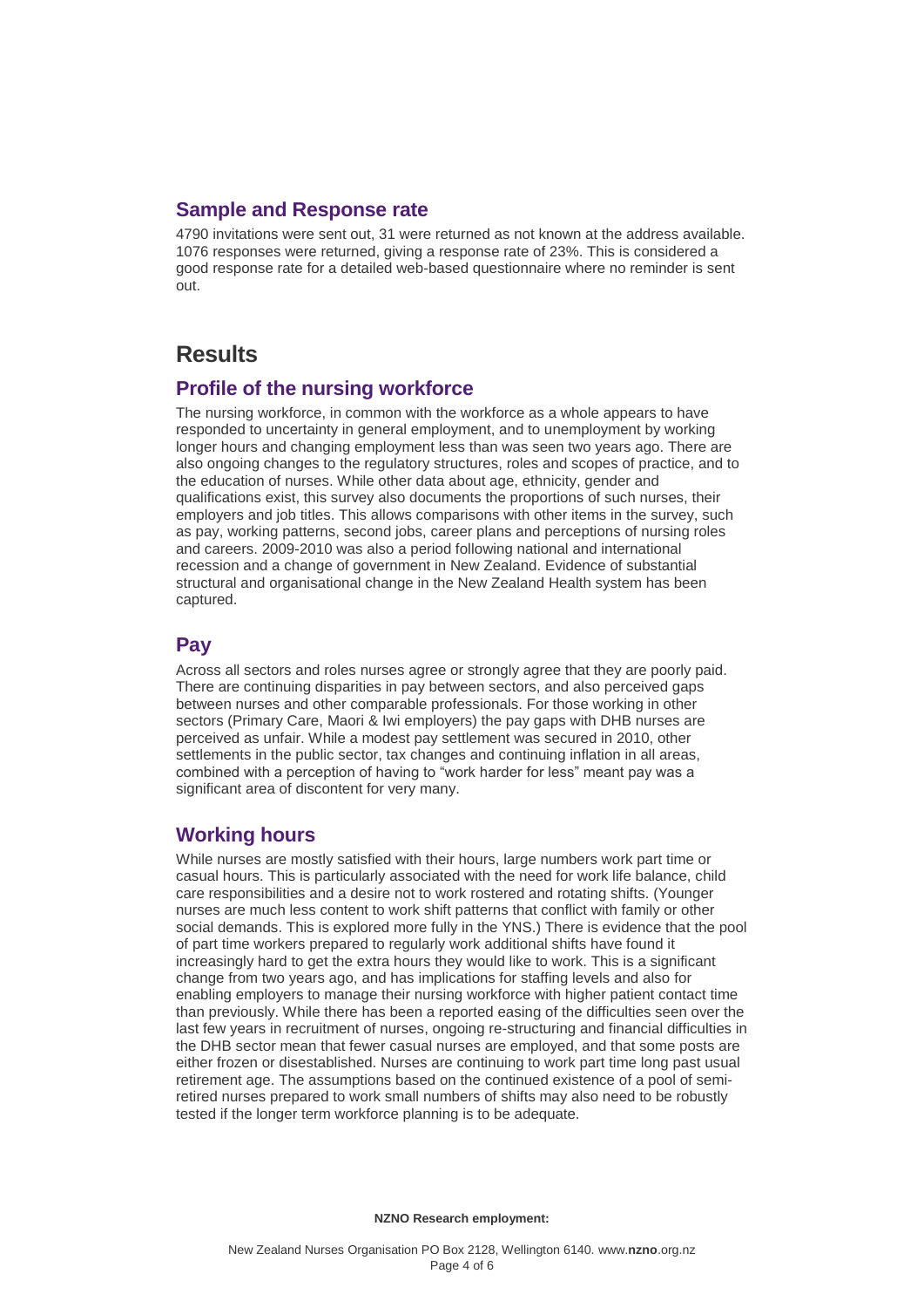## Sample and Response rate

4790 invitations were sent out, 31 were returned as not known at the address available. 1076 responses were returned, giving a response rate of 23%. This is considered a good response rate for a detailed web-based questionnaire where no reminder is sent out.

# Results

## Profile of the nursing workforce

The nursing workforce, in common with the workforce as a whole appears to have responded to uncertainty in general employment, and to unemployment by working longer hours and changing employment less than was seen two years ago. There are also ongoing changes to the regulatory structures, roles and scopes of practice, and to the education of nurses. While other data about age, ethnicity, gender and qualifications exist, this survey also documents the proportions of such nurses, their employers and job titles. This allows comparisons with other items in the survey, such as pay, working patterns, second jobs, career plans and perceptions of nursing roles and careers. 2009-2010 was also a period following national and international recession and a change of government in New Zealand. Evidence of substantial structural and organisational change in the New Zealand Health system has been captured.

## Pay

Across all sectors and roles nurses agree or strongly agree that they are poorly paid. There are continuing disparities in pay between sectors, and also perceived gaps between nurses and other comparable professionals. For those working in other sectors (Primary Care, Maori & Iwi employers) the pay gaps with DHB nurses are perceived as unfair. While a modest pay settlement was secured in 2010, other settlements in the public sector, tax changes and continuing inflation in all areas, combined with a perception of having to "work harder for less" meant pay was a significant area of discontent for very many.

## Working hours

While nurses are mostly satisfied with their hours, large numbers work part time or casual hours. This is particularly associated with the need for work life balance, child care responsibilities and a desire not to work rostered and rotating shifts. (Younger nurses are much less content to work shift patterns that conflict with family or other social demands. This is explored more fully in the YNS.) There is evidence that the pool of part time workers prepared to regularly work additional shifts have found it increasingly hard to get the extra hours they would like to work. This is a significant change from two years ago, and has implications for staffing levels and also for enabling employers to manage their nursing workforce with higher patient contact time than previously. While there has been a reported easing of the difficulties seen over the last few years in recruitment of nurses, ongoing re-structuring and financial difficulties in the DHB sector mean that fewer casual nurses are employed, and that some posts are either frozen or disestablished. Nurses are continuing to work part time long past usual retirement age. The assumptions based on the continued existence of a pool of semi-retired nurses prepared to work small numbers of shifts may also need to be robustly tested if the longer term workforce planning is to be adequate.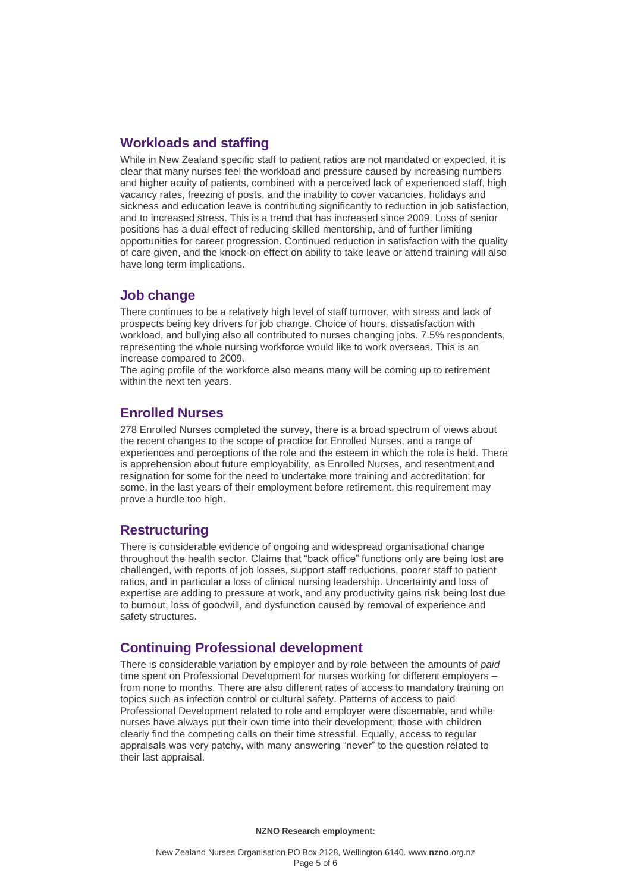## Workloads and staffing

While in New Zealand specific staff to patient ratios are not mandated or expected, it is clear that many nurses feel the workload and pressure caused by increasing numbers and higher acuity of patients, combined with a perceived lack of experienced staff, high vacancy rates, freezing of posts, and the inability to cover vacancies, holidays and sickness and education leave is contributing significantly to reduction in job satisfaction, and to increased stress. This is a trend that has increased since 2009. Loss of senior positions has a dual effect of reducing skilled mentorship, and of further limiting opportunities for career progression. Continued reduction in satisfaction with the quality of care given, and the knock-on effect on ability to take leave or attend training will also have long term implications.

## Job change

There continues to be a relatively high level of staff turnover, with stress and lack of prospects being key drivers for job change. Choice of hours, dissatisfaction with workload, and bullying also all contributed to nurses changing jobs. 7.5% respondents, representing the whole nursing workforce would like to work overseas. This is an increase compared to 2009.

The aging profile of the workforce also means many will be coming up to retirement within the next ten years.

## Enrolled Nurses

278 Enrolled Nurses completed the survey, there is a broad spectrum of views about the recent changes to the scope of practice for Enrolled Nurses, and a range of experiences and perceptions of the role and the esteem in which the role is held. There is apprehension about future employability, as Enrolled Nurses, and resentment and resignation for some for the need to undertake more training and accreditation; for some, in the last years of their employment before retirement, this requirement may prove a hurdle too high.

## Restructuring

There is considerable evidence of ongoing and widespread organisational change throughout the health sector. Claims that "back office" functions only are being lost are challenged, with reports of job losses, support staff reductions, poorer staff to patient ratios, and in particular a loss of clinical nursing leadership. Uncertainty and loss of expertise are adding to pressure at work, and any productivity gains risk being lost due to burnout, loss of goodwill, and dysfunction caused by removal of experience and safety structures.

## Continuing Professional development

There is considerable variation by employer and by role between the amounts of *paid* time spent on Professional Development for nurses working for different employers – from none to months. There are also different rates of access to mandatory training on topics such as infection control or cultural safety. Patterns of access to paid Professional Development related to role and employer were discernable, and while nurses have always put their own time into their development, those with children clearly find the competing calls on their time stressful. Equally, access to regular appraisals was very patchy, with many answering "never" to the question related to their last appraisal.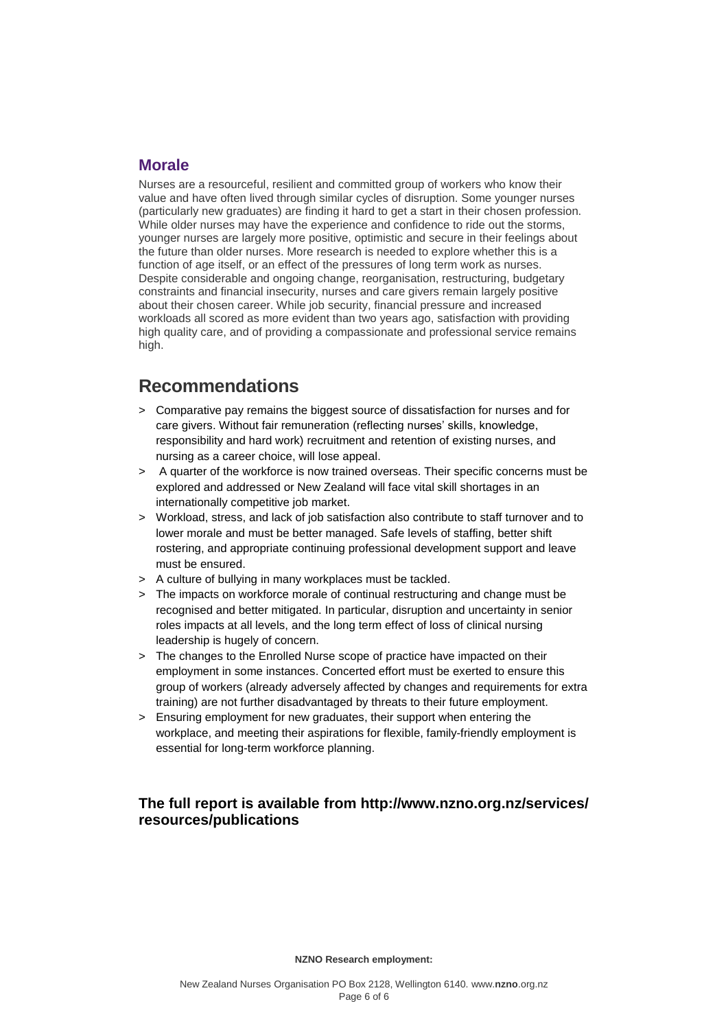## Morale

Nurses are a resourceful, resilient and committed group of workers who know their value and have often lived through similar cycles of disruption. Some younger nurses (particularly new graduates) are finding it hard to get a start in their chosen profession. While older nurses may have the experience and confidence to ride out the storms, younger nurses are largely more positive, optimistic and secure in their feelings about the future than older nurses. More research is needed to explore whether this is a function of age itself, or an effect of the pressures of long term work as nurses. Despite considerable and ongoing change, reorganisation, restructuring, budgetary constraints and financial insecurity, nurses and care givers remain largely positive about their chosen career. While job security, financial pressure and increased workloads all scored as more evident than two years ago, satisfaction with providing high quality care, and of providing a compassionate and professional service remains high.

# Recommendations

> Comparative pay remains the biggest source of dissatisfaction for nurses and for care givers. Without fair remuneration (reflecting nurses' skills, knowledge, responsibility and hard work) recruitment and retention of existing nurses, and nursing as a career choice, will lose appeal.
> A quarter of the workforce is now trained overseas. Their specific concerns must be explored and addressed or New Zealand will face vital skill shortages in an internationally competitive job market.
> Workload, stress, and lack of job satisfaction also contribute to staff turnover and to lower morale and must be better managed. Safe levels of staffing, better shift rostering, and appropriate continuing professional development support and leave must be ensured.
> A culture of bullying in many workplaces must be tackled.
> The impacts on workforce morale of continual restructuring and change must be recognised and better mitigated. In particular, disruption and uncertainty in senior roles impacts at all levels, and the long term effect of loss of clinical nursing leadership is hugely of concern.
> The changes to the Enrolled Nurse scope of practice have impacted on their employment in some instances. Concerted effort must be exerted to ensure this group of workers (already adversely affected by changes and requirements for extra training) are not further disadvantaged by threats to their future employment.
> Ensuring employment for new graduates, their support when entering the workplace, and meeting their aspirations for flexible, family-friendly employment is essential for long-term workforce planning.

### The full report is available from http://www.nzno.org.nz/services/resources/publications